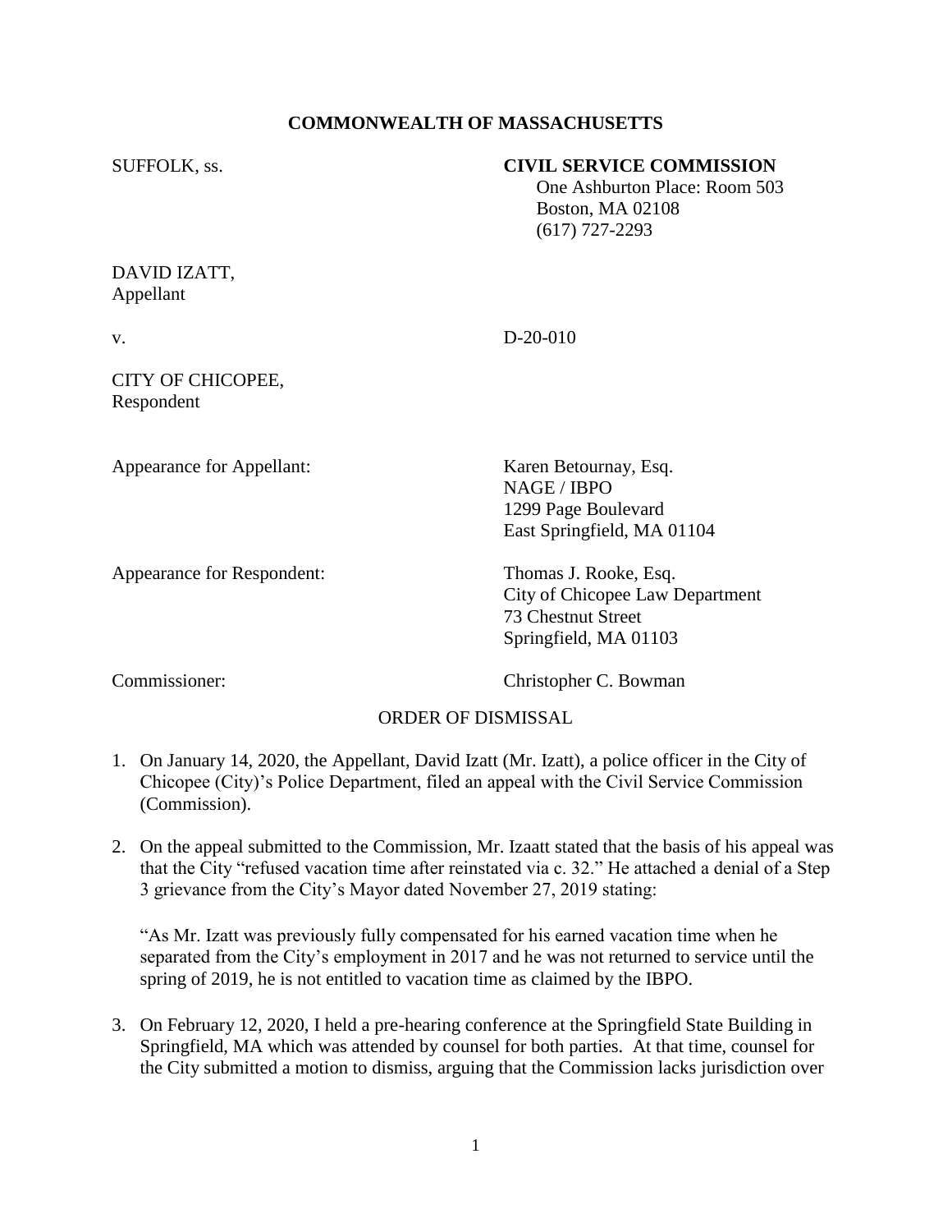**COMMONWEALTH OF MASSACHUSETTS**

SUFFOLK, ss.

**CIVIL SERVICE COMMISSION**
One Ashburton Place: Room 503
Boston, MA 02108
(617) 727-2293

DAVID IZATT,
Appellant

v. D-20-010

CITY OF CHICOPEE,
Respondent

Appearance for Appellant: Karen Betournay, Esq.
NAGE / IBPO
1299 Page Boulevard
East Springfield, MA 01104

Appearance for Respondent: Thomas J. Rooke, Esq.
City of Chicopee Law Department
73 Chestnut Street
Springfield, MA 01103

Commissioner: Christopher C. Bowman

ORDER OF DISMISSAL

1. On January 14, 2020, the Appellant, David Izatt (Mr. Izatt), a police officer in the City of Chicopee (City)'s Police Department, filed an appeal with the Civil Service Commission (Commission).

2. On the appeal submitted to the Commission, Mr. Izaatt stated that the basis of his appeal was that the City "refused vacation time after reinstated via c. 32." He attached a denial of a Step 3 grievance from the City's Mayor dated November 27, 2019 stating:

   "As Mr. Izatt was previously fully compensated for his earned vacation time when he separated from the City's employment in 2017 and he was not returned to service until the spring of 2019, he is not entitled to vacation time as claimed by the IBPO.

3. On February 12, 2020, I held a pre-hearing conference at the Springfield State Building in Springfield, MA which was attended by counsel for both parties. At that time, counsel for the City submitted a motion to dismiss, arguing that the Commission lacks jurisdiction over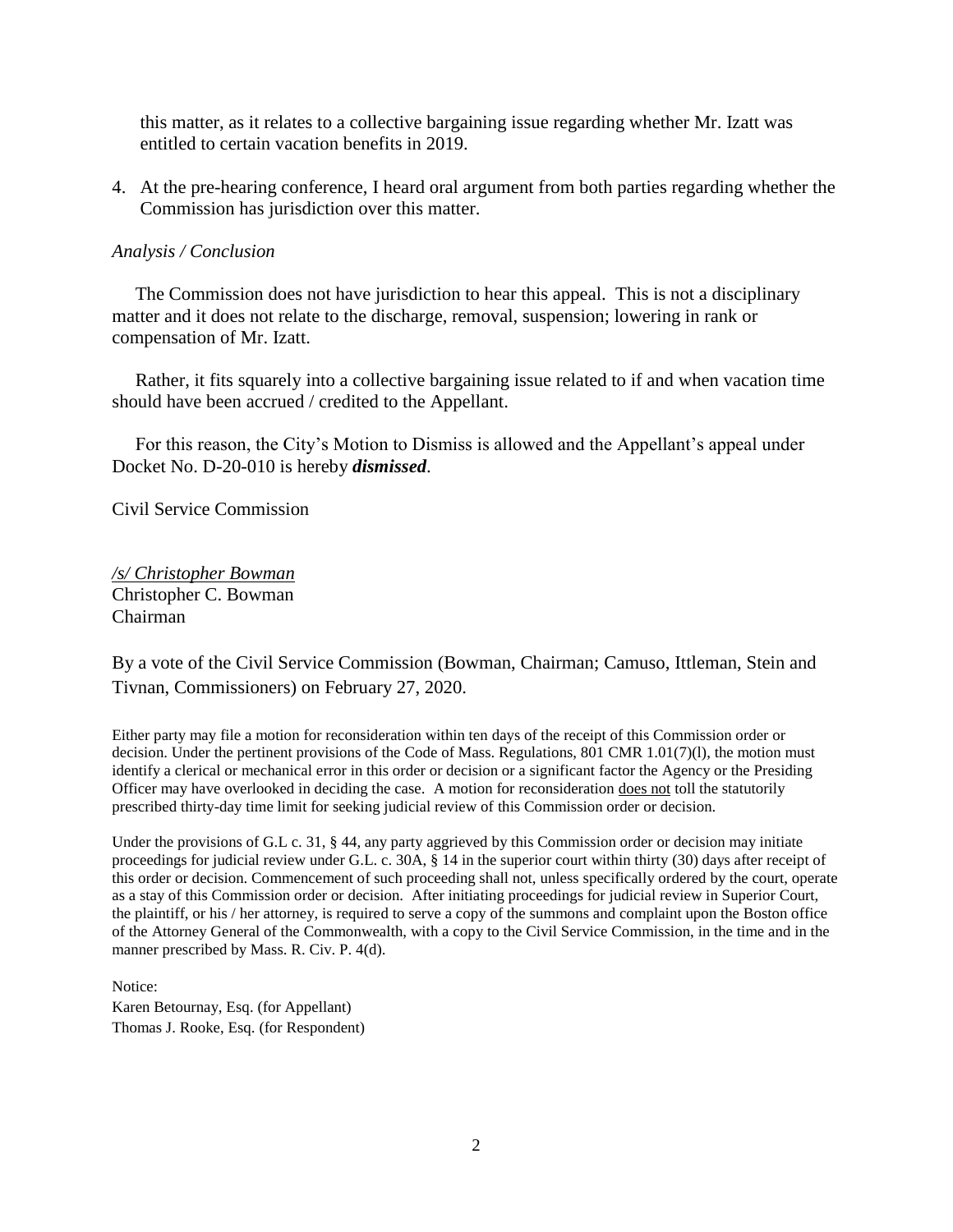this matter, as it relates to a collective bargaining issue regarding whether Mr. Izatt was entitled to certain vacation benefits in 2019.

4. At the pre-hearing conference, I heard oral argument from both parties regarding whether the Commission has jurisdiction over this matter.

*Analysis / Conclusion*

The Commission does not have jurisdiction to hear this appeal. This is not a disciplinary matter and it does not relate to the discharge, removal, suspension; lowering in rank or compensation of Mr. Izatt.

Rather, it fits squarely into a collective bargaining issue related to if and when vacation time should have been accrued / credited to the Appellant.

For this reason, the City's Motion to Dismiss is allowed and the Appellant's appeal under Docket No. D-20-010 is hereby ***dismissed***.

Civil Service Commission

*/s/ Christopher Bowman*
Christopher C. Bowman
Chairman

By a vote of the Civil Service Commission (Bowman, Chairman; Camuso, Ittleman, Stein and Tivnan, Commissioners) on February 27, 2020.

Either party may file a motion for reconsideration within ten days of the receipt of this Commission order or decision. Under the pertinent provisions of the Code of Mass. Regulations, 801 CMR 1.01(7)(l), the motion must identify a clerical or mechanical error in this order or decision or a significant factor the Agency or the Presiding Officer may have overlooked in deciding the case. A motion for reconsideration does not toll the statutorily prescribed thirty-day time limit for seeking judicial review of this Commission order or decision.

Under the provisions of G.L c. 31, § 44, any party aggrieved by this Commission order or decision may initiate proceedings for judicial review under G.L. c. 30A, § 14 in the superior court within thirty (30) days after receipt of this order or decision. Commencement of such proceeding shall not, unless specifically ordered by the court, operate as a stay of this Commission order or decision. After initiating proceedings for judicial review in Superior Court, the plaintiff, or his / her attorney, is required to serve a copy of the summons and complaint upon the Boston office of the Attorney General of the Commonwealth, with a copy to the Civil Service Commission, in the time and in the manner prescribed by Mass. R. Civ. P. 4(d).

Notice:
Karen Betournay, Esq. (for Appellant)
Thomas J. Rooke, Esq. (for Respondent)